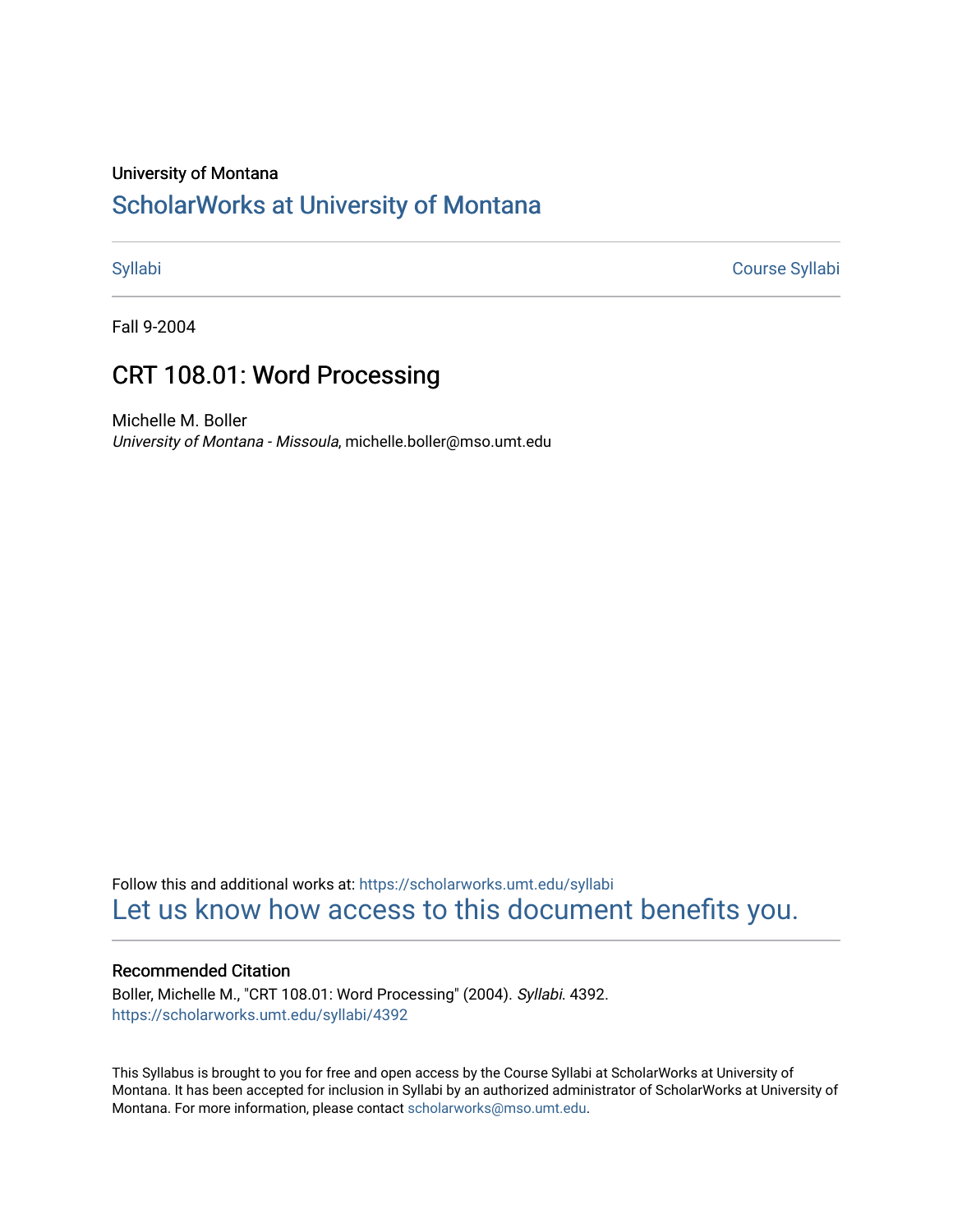University of Montana

# ScholarWorks at University of Montana

Syllabi | Course Syllabi

Fall 9-2004

## CRT 108.01: Word Processing

Michelle M. Boller

*University of Montana - Missoula*, michelle.boller@mso.umt.edu

Follow this and additional works at: https://scholarworks.umt.edu/syllabi

Let us know how access to this document benefits you.

### Recommended Citation

Boller, Michelle M., "CRT 108.01: Word Processing" (2004). *Syllabi*. 4392.
https://scholarworks.umt.edu/syllabi/4392

This Syllabus is brought to you for free and open access by the Course Syllabi at ScholarWorks at University of Montana. It has been accepted for inclusion in Syllabi by an authorized administrator of ScholarWorks at University of Montana. For more information, please contact scholarworks@mso.umt.edu.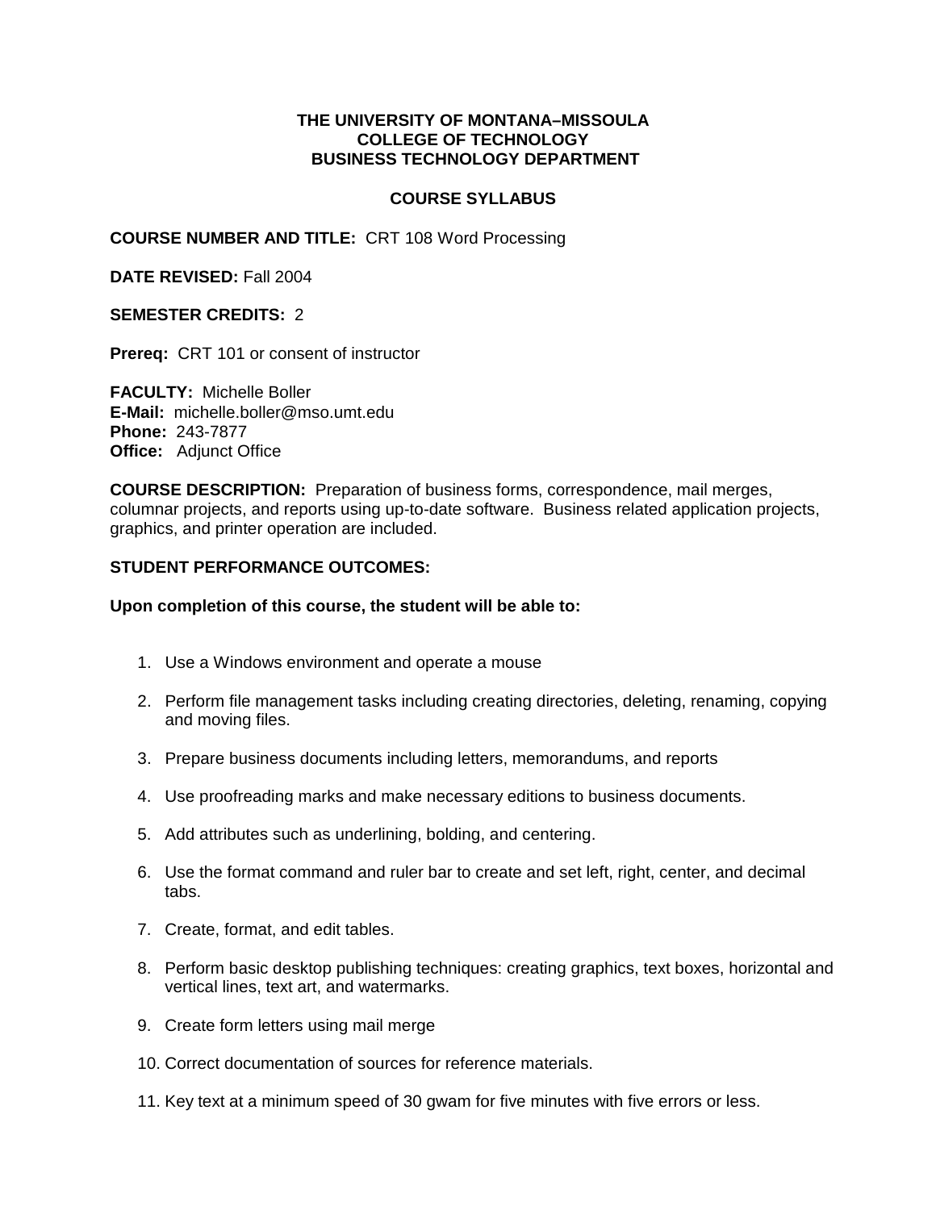**THE UNIVERSITY OF MONTANA–MISSOULA**
**COLLEGE OF TECHNOLOGY**
**BUSINESS TECHNOLOGY DEPARTMENT**

**COURSE SYLLABUS**

**COURSE NUMBER AND TITLE:** CRT 108 Word Processing

**DATE REVISED:** Fall 2004

**SEMESTER CREDITS:** 2

**Prereq:** CRT 101 or consent of instructor

**FACULTY:** Michelle Boller
**E-Mail:** michelle.boller@mso.umt.edu
**Phone:** 243-7877
**Office:** Adjunct Office

**COURSE DESCRIPTION:** Preparation of business forms, correspondence, mail merges, columnar projects, and reports using up-to-date software. Business related application projects, graphics, and printer operation are included.

**STUDENT PERFORMANCE OUTCOMES:**

**Upon completion of this course, the student will be able to:**

1. Use a Windows environment and operate a mouse
2. Perform file management tasks including creating directories, deleting, renaming, copying and moving files.
3. Prepare business documents including letters, memorandums, and reports
4. Use proofreading marks and make necessary editions to business documents.
5. Add attributes such as underlining, bolding, and centering.
6. Use the format command and ruler bar to create and set left, right, center, and decimal tabs.
7. Create, format, and edit tables.
8. Perform basic desktop publishing techniques: creating graphics, text boxes, horizontal and vertical lines, text art, and watermarks.
9. Create form letters using mail merge
10. Correct documentation of sources for reference materials.
11. Key text at a minimum speed of 30 gwam for five minutes with five errors or less.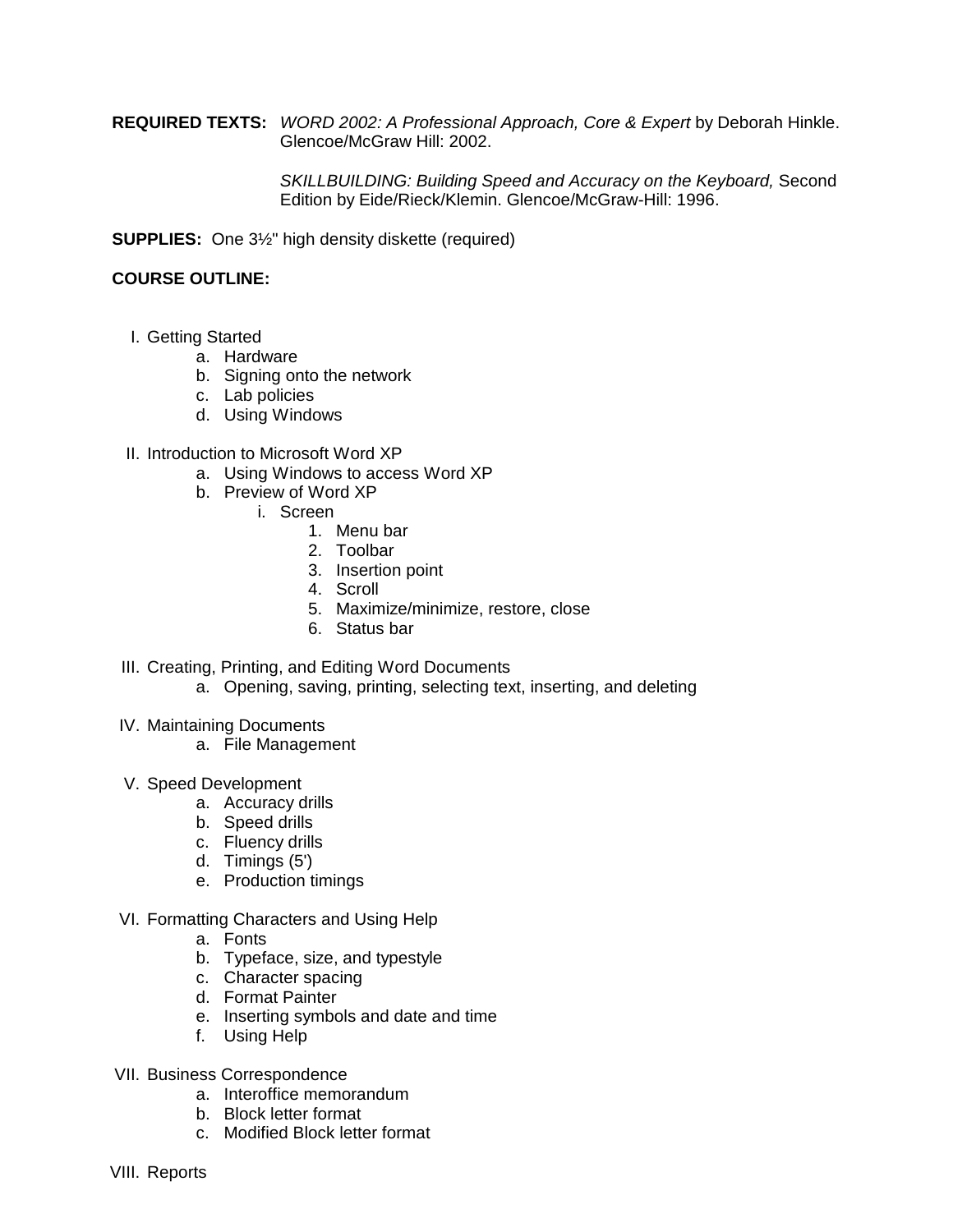**REQUIRED TEXTS:** *WORD 2002: A Professional Approach, Core & Expert* by Deborah Hinkle. Glencoe/McGraw Hill: 2002.

*SKILLBUILDING: Building Speed and Accuracy on the Keyboard,* Second Edition by Eide/Rieck/Klemin. Glencoe/McGraw-Hill: 1996.

**SUPPLIES:** One 3½" high density diskette (required)

**COURSE OUTLINE:**

I. Getting Started
   a. Hardware
   b. Signing onto the network
   c. Lab policies
   d. Using Windows

II. Introduction to Microsoft Word XP
   a. Using Windows to access Word XP
   b. Preview of Word XP
      i. Screen
         1. Menu bar
         2. Toolbar
         3. Insertion point
         4. Scroll
         5. Maximize/minimize, restore, close
         6. Status bar

III. Creating, Printing, and Editing Word Documents
   a. Opening, saving, printing, selecting text, inserting, and deleting

IV. Maintaining Documents
   a. File Management

V. Speed Development
   a. Accuracy drills
   b. Speed drills
   c. Fluency drills
   d. Timings (5')
   e. Production timings

VI. Formatting Characters and Using Help
   a. Fonts
   b. Typeface, size, and typestyle
   c. Character spacing
   d. Format Painter
   e. Inserting symbols and date and time
   f. Using Help

VII. Business Correspondence
   a. Interoffice memorandum
   b. Block letter format
   c. Modified Block letter format

VIII. Reports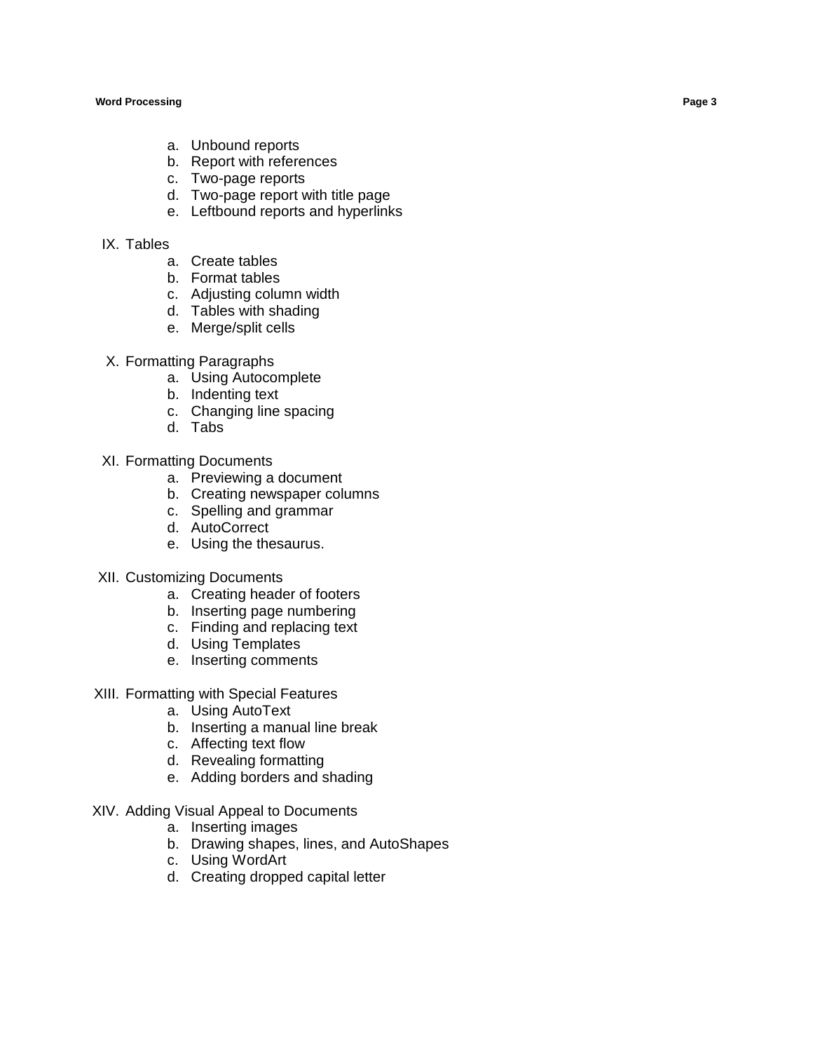a. Unbound reports
   b. Report with references
   c. Two-page reports
   d. Two-page report with title page
   e. Leftbound reports and hyperlinks

IX. Tables
   a. Create tables
   b. Format tables
   c. Adjusting column width
   d. Tables with shading
   e. Merge/split cells

X. Formatting Paragraphs
   a. Using Autocomplete
   b. Indenting text
   c. Changing line spacing
   d. Tabs

XI. Formatting Documents
   a. Previewing a document
   b. Creating newspaper columns
   c. Spelling and grammar
   d. AutoCorrect
   e. Using the thesaurus.

XII. Customizing Documents
   a. Creating header of footers
   b. Inserting page numbering
   c. Finding and replacing text
   d. Using Templates
   e. Inserting comments

XIII. Formatting with Special Features
   a. Using AutoText
   b. Inserting a manual line break
   c. Affecting text flow
   d. Revealing formatting
   e. Adding borders and shading

XIV. Adding Visual Appeal to Documents
   a. Inserting images
   b. Drawing shapes, lines, and AutoShapes
   c. Using WordArt
   d. Creating dropped capital letter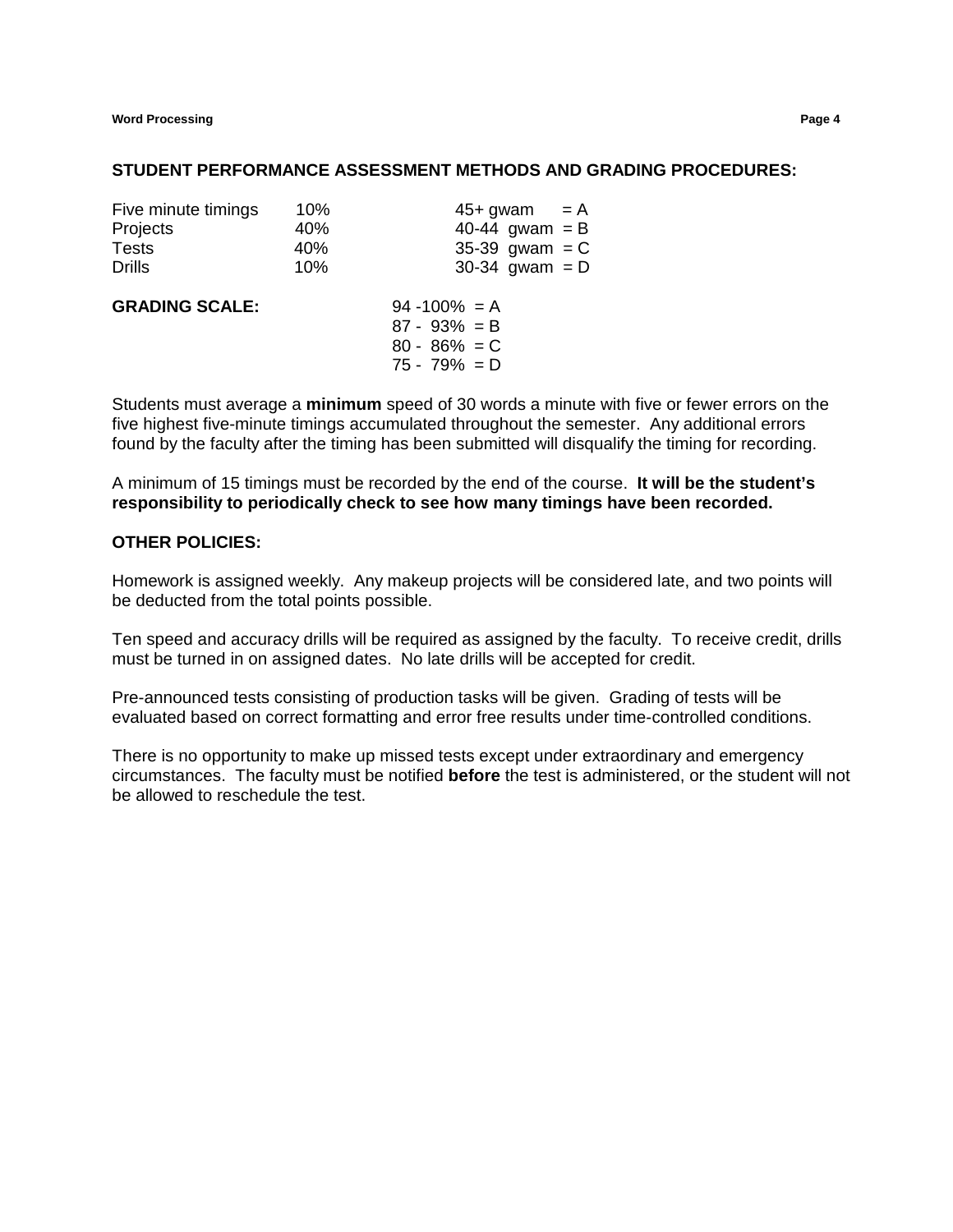## STUDENT PERFORMANCE ASSESSMENT METHODS AND GRADING PROCEDURES:

| | | |
|---|---|---|
| Five minute timings | 10% | 45+ gwam = A |
| Projects | 40% | 40-44 gwam = B |
| Tests | 40% | 35-39 gwam = C |
| Drills | 10% | 30-34 gwam = D |

**GRADING SCALE:**

94 -100% = A
87 - 93% = B
80 - 86% = C
75 - 79% = D

Students must average a **minimum** speed of 30 words a minute with five or fewer errors on the five highest five-minute timings accumulated throughout the semester. Any additional errors found by the faculty after the timing has been submitted will disqualify the timing for recording.

A minimum of 15 timings must be recorded by the end of the course. **It will be the student's responsibility to periodically check to see how many timings have been recorded.**

## OTHER POLICIES:

Homework is assigned weekly. Any makeup projects will be considered late, and two points will be deducted from the total points possible.

Ten speed and accuracy drills will be required as assigned by the faculty. To receive credit, drills must be turned in on assigned dates. No late drills will be accepted for credit.

Pre-announced tests consisting of production tasks will be given. Grading of tests will be evaluated based on correct formatting and error free results under time-controlled conditions.

There is no opportunity to make up missed tests except under extraordinary and emergency circumstances. The faculty must be notified **before** the test is administered, or the student will not be allowed to reschedule the test.